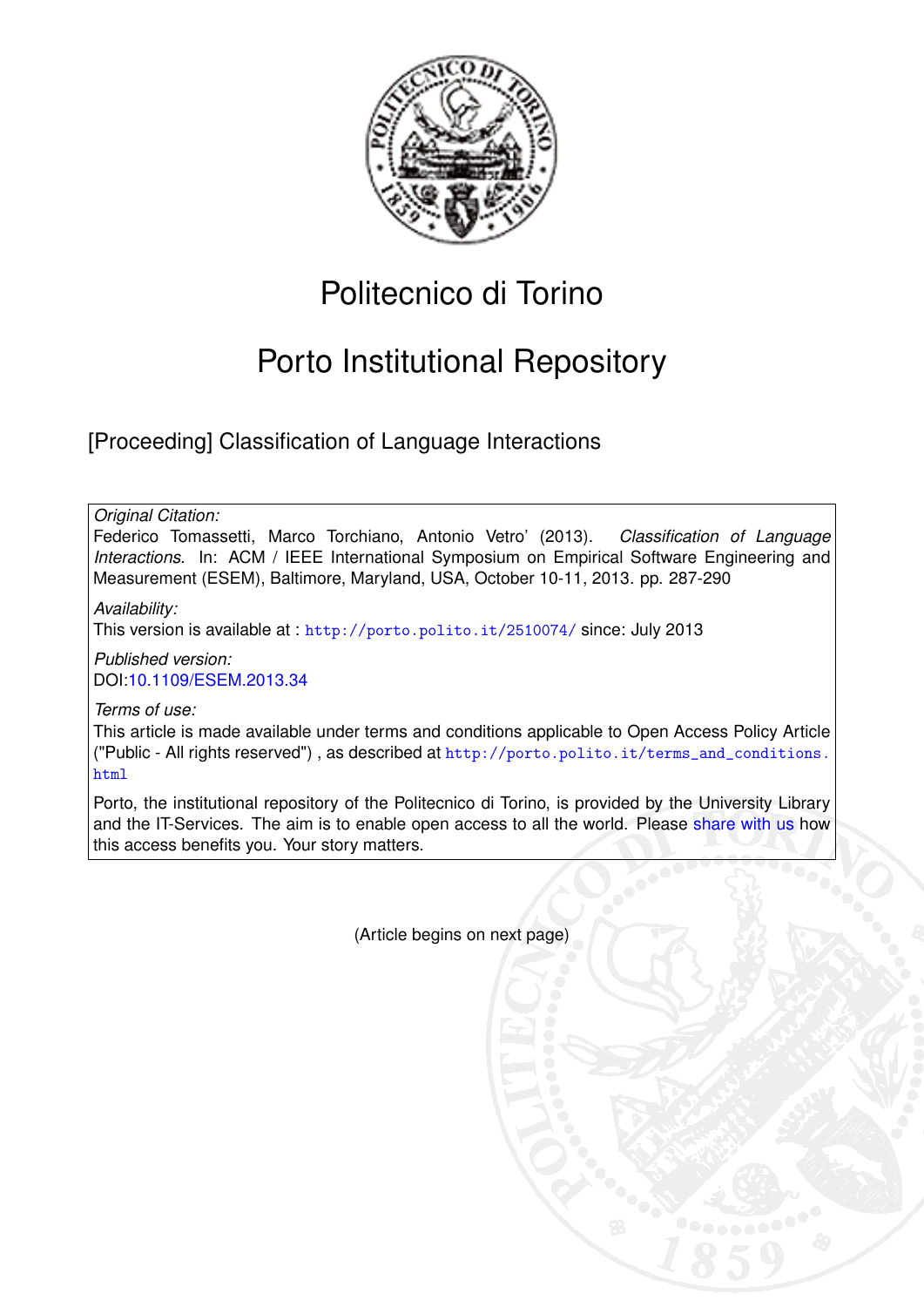# Politecnico di Torino

# Porto Institutional Repository

[Proceeding] Classification of Language Interactions

*Original Citation:*

Federico Tomassetti, Marco Torchiano, Antonio Vetro' (2013). *Classification of Language Interactions*. In: ACM / IEEE International Symposium on Empirical Software Engineering and Measurement (ESEM), Baltimore, Maryland, USA, October 10-11, 2013. pp. 287-290

*Availability:*

This version is available at : http://porto.polito.it/2510074/ since: July 2013

*Published version:*

DOI:10.1109/ESEM.2013.34

*Terms of use:*

This article is made available under terms and conditions applicable to Open Access Policy Article ("Public - All rights reserved") , as described at http://porto.polito.it/terms_and_conditions.html

Porto, the institutional repository of the Politecnico di Torino, is provided by the University Library and the IT-Services. The aim is to enable open access to all the world. Please share with us how this access benefits you. Your story matters.

(Article begins on next page)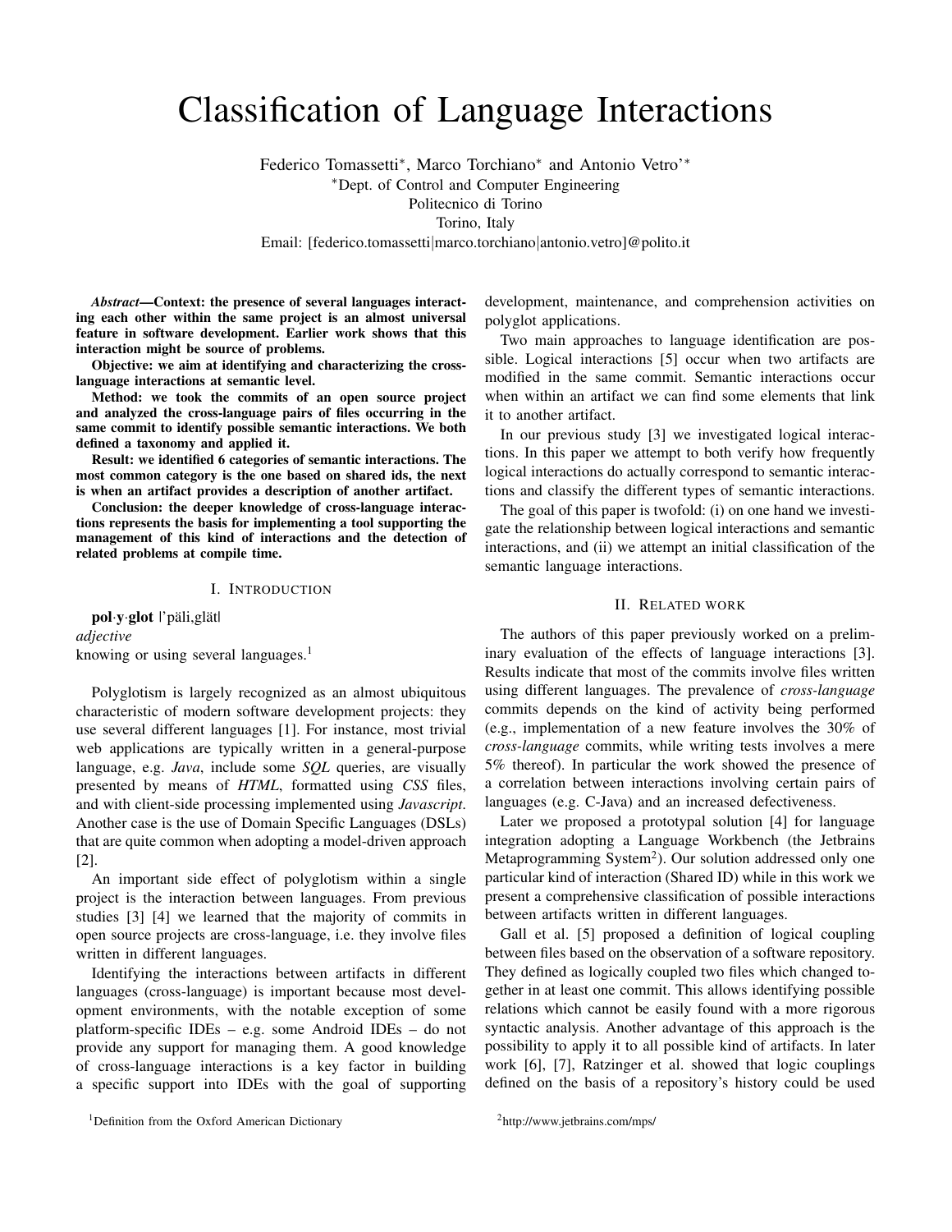# Classification of Language Interactions

Federico Tomassetti*, Marco Torchiano* and Antonio Vetro'*

*Dept. of Control and Computer Engineering
Politecnico di Torino
Torino, Italy
Email: [federico.tomassetti|marco.torchiano|antonio.vetro]@polito.it

***Abstract*—Context: the presence of several languages interacting each other within the same project is an almost universal feature in software development. Earlier work shows that this interaction might be source of problems.**

**Objective: we aim at identifying and characterizing the cross-language interactions at semantic level.**

**Method: we took the commits of an open source project and analyzed the cross-language pairs of files occurring in the same commit to identify possible semantic interactions. We both defined a taxonomy and applied it.**

**Result: we identified 6 categories of semantic interactions. The most common category is the one based on shared ids, the next is when an artifact provides a description of another artifact.**

**Conclusion: the deeper knowledge of cross-language interactions represents the basis for implementing a tool supporting the management of this kind of interactions and the detection of related problems at compile time.**

## I. Introduction

**pol·y·glot** |'päli,glät|
*adjective*
knowing or using several languages.[1]

Polyglotism is largely recognized as an almost ubiquitous characteristic of modern software development projects: they use several different languages [1]. For instance, most trivial web applications are typically written in a general-purpose language, e.g. *Java*, include some *SQL* queries, are visually presented by means of *HTML*, formatted using *CSS* files, and with client-side processing implemented using *Javascript*. Another case is the use of Domain Specific Languages (DSLs) that are quite common when adopting a model-driven approach [2].

An important side effect of polyglotism within a single project is the interaction between languages. From previous studies [3] [4] we learned that the majority of commits in open source projects are cross-language, i.e. they involve files written in different languages.

Identifying the interactions between artifacts in different languages (cross-language) is important because most development environments, with the notable exception of some platform-specific IDEs – e.g. some Android IDEs – do not provide any support for managing them. A good knowledge of cross-language interactions is a key factor in building a specific support into IDEs with the goal of supporting development, maintenance, and comprehension activities on polyglot applications.

Two main approaches to language identification are possible. Logical interactions [5] occur when two artifacts are modified in the same commit. Semantic interactions occur when within an artifact we can find some elements that link it to another artifact.

In our previous study [3] we investigated logical interactions. In this paper we attempt to both verify how frequently logical interactions do actually correspond to semantic interactions and classify the different types of semantic interactions.

The goal of this paper is twofold: (i) on one hand we investigate the relationship between logical interactions and semantic interactions, and (ii) we attempt an initial classification of the semantic language interactions.

## II. Related work

The authors of this paper previously worked on a preliminary evaluation of the effects of language interactions [3]. Results indicate that most of the commits involve files written using different languages. The prevalence of *cross-language* commits depends on the kind of activity being performed (e.g., implementation of a new feature involves the 30% of *cross-language* commits, while writing tests involves a mere 5% thereof). In particular the work showed the presence of a correlation between interactions involving certain pairs of languages (e.g. C-Java) and an increased defectiveness.

Later we proposed a prototypal solution [4] for language integration adopting a Language Workbench (the Jetbrains Metaprogramming System[2]). Our solution addressed only one particular kind of interaction (Shared ID) while in this work we present a comprehensive classification of possible interactions between artifacts written in different languages.

Gall et al. [5] proposed a definition of logical coupling between files based on the observation of a software repository. They defined as logically coupled two files which changed together in at least one commit. This allows identifying possible relations which cannot be easily found with a more rigorous syntactic analysis. Another advantage of this approach is the possibility to apply it to all possible kind of artifacts. In later work [6], [7], Ratzinger et al. showed that logic couplings defined on the basis of a repository's history could be used

[1]Definition from the Oxford American Dictionary

[2]http://www.jetbrains.com/mps/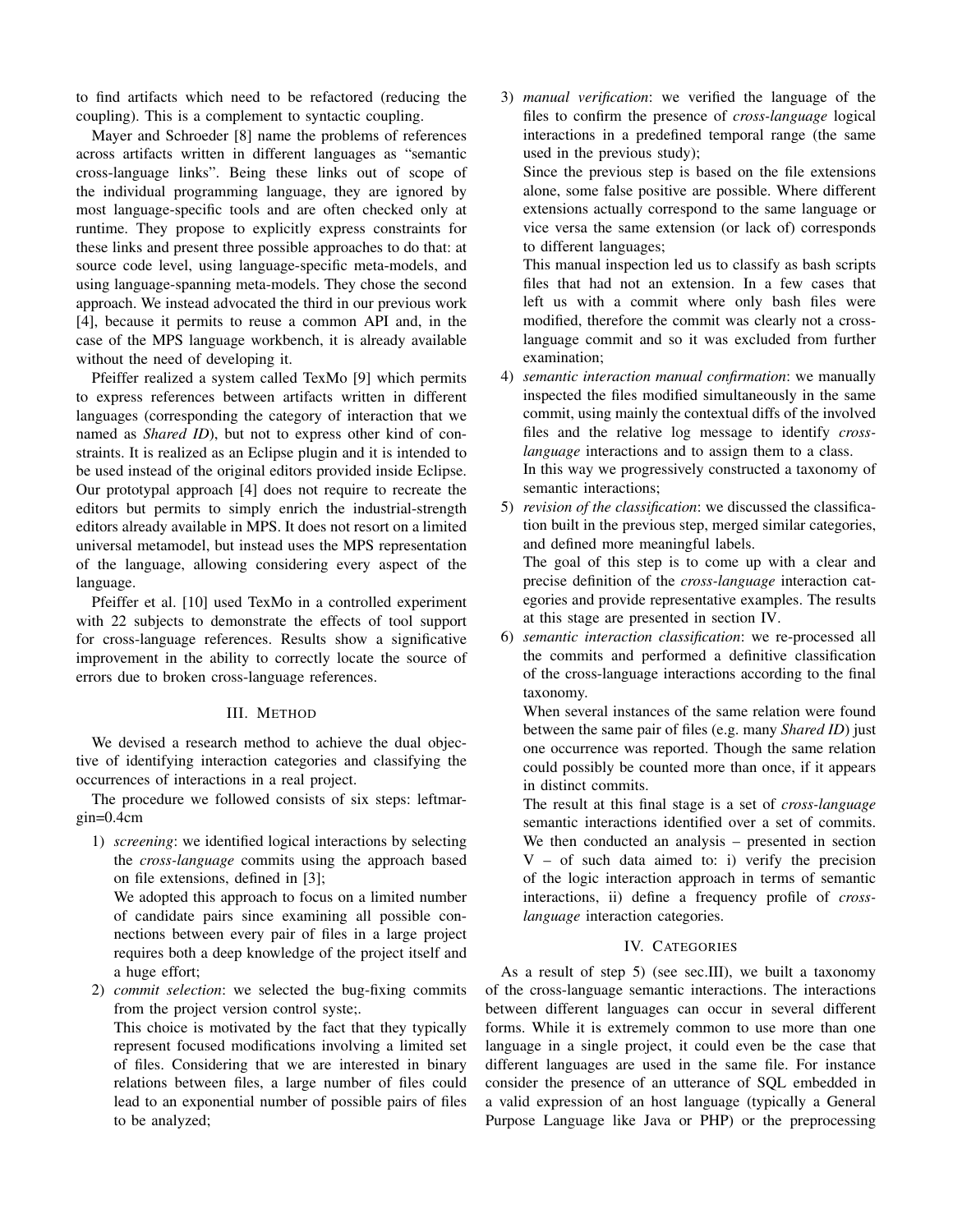to find artifacts which need to be refactored (reducing the coupling). This is a complement to syntactic coupling.

Mayer and Schroeder [8] name the problems of references across artifacts written in different languages as "semantic cross-language links". Being these links out of scope of the individual programming language, they are ignored by most language-specific tools and are often checked only at runtime. They propose to explicitly express constraints for these links and present three possible approaches to do that: at source code level, using language-specific meta-models, and using language-spanning meta-models. They chose the second approach. We instead advocated the third in our previous work [4], because it permits to reuse a common API and, in the case of the MPS language workbench, it is already available without the need of developing it.

Pfeiffer realized a system called TexMo [9] which permits to express references between artifacts written in different languages (corresponding the category of interaction that we named as *Shared ID*), but not to express other kind of constraints. It is realized as an Eclipse plugin and it is intended to be used instead of the original editors provided inside Eclipse. Our prototypal approach [4] does not require to recreate the editors but permits to simply enrich the industrial-strength editors already available in MPS. It does not resort on a limited universal metamodel, but instead uses the MPS representation of the language, allowing considering every aspect of the language.

Pfeiffer et al. [10] used TexMo in a controlled experiment with 22 subjects to demonstrate the effects of tool support for cross-language references. Results show a significative improvement in the ability to correctly locate the source of errors due to broken cross-language references.

## III. Method

We devised a research method to achieve the dual objective of identifying interaction categories and classifying the occurrences of interactions in a real project.

The procedure we followed consists of six steps: leftmargin=0.4cm

1) *screening*: we identified logical interactions by selecting the *cross-language* commits using the approach based on file extensions, defined in [3];
   We adopted this approach to focus on a limited number of candidate pairs since examining all possible connections between every pair of files in a large project requires both a deep knowledge of the project itself and a huge effort;
2) *commit selection*: we selected the bug-fixing commits from the project version control syste;.
   This choice is motivated by the fact that they typically represent focused modifications involving a limited set of files. Considering that we are interested in binary relations between files, a large number of files could lead to an exponential number of possible pairs of files to be analyzed;
3) *manual verification*: we verified the language of the files to confirm the presence of *cross-language* logical interactions in a predefined temporal range (the same used in the previous study);
   Since the previous step is based on the file extensions alone, some false positive are possible. Where different extensions actually correspond to the same language or vice versa the same extension (or lack of) corresponds to different languages;
   This manual inspection led us to classify as bash scripts files that had not an extension. In a few cases that left us with a commit where only bash files were modified, therefore the commit was clearly not a cross-language commit and so it was excluded from further examination;
4) *semantic interaction manual confirmation*: we manually inspected the files modified simultaneously in the same commit, using mainly the contextual diffs of the involved files and the relative log message to identify *cross-language* interactions and to assign them to a class.
   In this way we progressively constructed a taxonomy of semantic interactions;
5) *revision of the classification*: we discussed the classification built in the previous step, merged similar categories, and defined more meaningful labels.
   The goal of this step is to come up with a clear and precise definition of the *cross-language* interaction categories and provide representative examples. The results at this stage are presented in section IV.
6) *semantic interaction classification*: we re-processed all the commits and performed a definitive classification of the cross-language interactions according to the final taxonomy.
   When several instances of the same relation were found between the same pair of files (e.g. many *Shared ID*) just one occurrence was reported. Though the same relation could possibly be counted more than once, if it appears in distinct commits.
   The result at this final stage is a set of *cross-language* semantic interactions identified over a set of commits. We then conducted an analysis – presented in section V – of such data aimed to: i) verify the precision of the logic interaction approach in terms of semantic interactions, ii) define a frequency profile of *cross-language* interaction categories.

## IV. Categories

As a result of step 5) (see sec.III), we built a taxonomy of the cross-language semantic interactions. The interactions between different languages can occur in several different forms. While it is extremely common to use more than one language in a single project, it could even be the case that different languages are used in the same file. For instance consider the presence of an utterance of SQL embedded in a valid expression of an host language (typically a General Purpose Language like Java or PHP) or the preprocessing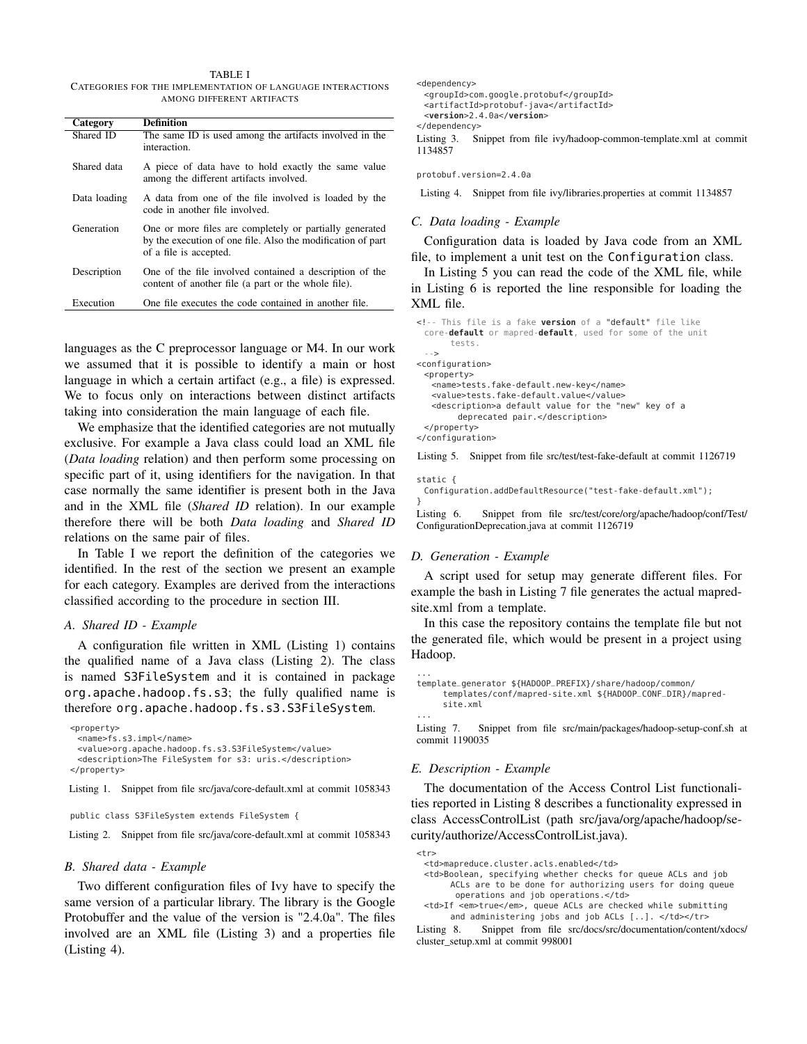TABLE I
CATEGORIES FOR THE IMPLEMENTATION OF LANGUAGE INTERACTIONS AMONG DIFFERENT ARTIFACTS

| Category | Definition |
| --- | --- |
| Shared ID | The same ID is used among the artifacts involved in the interaction. |
| Shared data | A piece of data have to hold exactly the same value among the different artifacts involved. |
| Data loading | A data from one of the file involved is loaded by the code in another file involved. |
| Generation | One or more files are completely or partially generated by the execution of one file. Also the modification of part of a file is accepted. |
| Description | One of the file involved contained a description of the content of another file (a part or the whole file). |
| Execution | One file executes the code contained in another file. |

languages as the C preprocessor language or M4. In our work we assumed that it is possible to identify a main or host language in which a certain artifact (e.g., a file) is expressed. We to focus only on interactions between distinct artifacts taking into consideration the main language of each file.

We emphasize that the identified categories are not mutually exclusive. For example a Java class could load an XML file (*Data loading* relation) and then perform some processing on specific part of it, using identifiers for the navigation. In that case normally the same identifier is present both in the Java and in the XML file (*Shared ID* relation). In our example therefore there will be both *Data loading* and *Shared ID* relations on the same pair of files.

In Table I we report the definition of the categories we identified. In the rest of the section we present an example for each category. Examples are derived from the interactions classified according to the procedure in section III.

### A. Shared ID - Example

A configuration file written in XML (Listing 1) contains the qualified name of a Java class (Listing 2). The class is named `S3FileSystem` and it is contained in package `org.apache.hadoop.fs.s3`; the fully qualified name is therefore `org.apache.hadoop.fs.s3.S3FileSystem`.

```
<property>
  <name>fs.s3.impl</name>
  <value>org.apache.hadoop.fs.s3.S3FileSystem</value>
  <description>The FileSystem for s3: uris.</description>
</property>
```

Listing 1. Snippet from file src/java/core-default.xml at commit 1058343

```
public class S3FileSystem extends FileSystem {
```

Listing 2. Snippet from file src/java/core-default.xml at commit 1058343

### B. Shared data - Example

Two different configuration files of Ivy have to specify the same version of a particular library. The library is the Google Protobuffer and the value of the version is "2.4.0a". The files involved are an XML file (Listing 3) and a properties file (Listing 4).

```
<dependency>
  <groupId>com.google.protobuf</groupId>
  <artifactId>protobuf-java</artifactId>
  <version>2.4.0a</version>
</dependency>
```

Listing 3. Snippet from file ivy/hadoop-common-template.xml at commit 1134857

```
protobuf.version=2.4.0a
```

Listing 4. Snippet from file ivy/libraries.properties at commit 1134857

### C. Data loading - Example

Configuration data is loaded by Java code from an XML file, to implement a unit test on the `Configuration` class.

In Listing 5 you can read the code of the XML file, while in Listing 6 is reported the line responsible for loading the XML file.

```
<!-- This file is a fake version of a "default" file like
  core-default or mapred-default, used for some of the unit
      tests.
  -->
<configuration>
  <property>
    <name>tests.fake-default.new-key</name>
    <value>tests.fake-default.value</value>
    <description>a default value for the "new" key of a
        deprecated pair.</description>
  </property>
</configuration>
```

Listing 5. Snippet from file src/test/test-fake-default at commit 1126719

```
static {
  Configuration.addDefaultResource("test-fake-default.xml");
}
```

Listing 6. Snippet from file src/test/core/org/apache/hadoop/conf/Test/ConfigurationDeprecation.java at commit 1126719

### D. Generation - Example

A script used for setup may generate different files. For example the bash in Listing 7 file generates the actual mapred-site.xml from a template.

In this case the repository contains the template file but not the generated file, which would be present in a project using Hadoop.

```
...
template_generator ${HADOOP_PREFIX}/share/hadoop/common/
     templates/conf/mapred-site.xml ${HADOOP_CONF_DIR}/mapred-
     site.xml
...
```

Listing 7. Snippet from file src/main/packages/hadoop-setup-conf.sh at commit 1190035

### E. Description - Example

The documentation of the Access Control List functionalities reported in Listing 8 describes a functionality expressed in class AccessControlList (path src/java/org/apache/hadoop/security/authorize/AccessControlList.java).

```
<tr>
  <td>mapreduce.cluster.acls.enabled</td>
  <td>Boolean, specifying whether checks for queue ACLs and job
      ACLs are to be done for authorizing users for doing queue
       operations and job operations.</td>
  <td>If <em>true</em>, queue ACLs are checked while submitting
      and administering jobs and job ACLs [..]. </td></tr>
```

Listing 8. Snippet from file src/docs/src/documentation/content/xdocs/cluster_setup.xml at commit 998001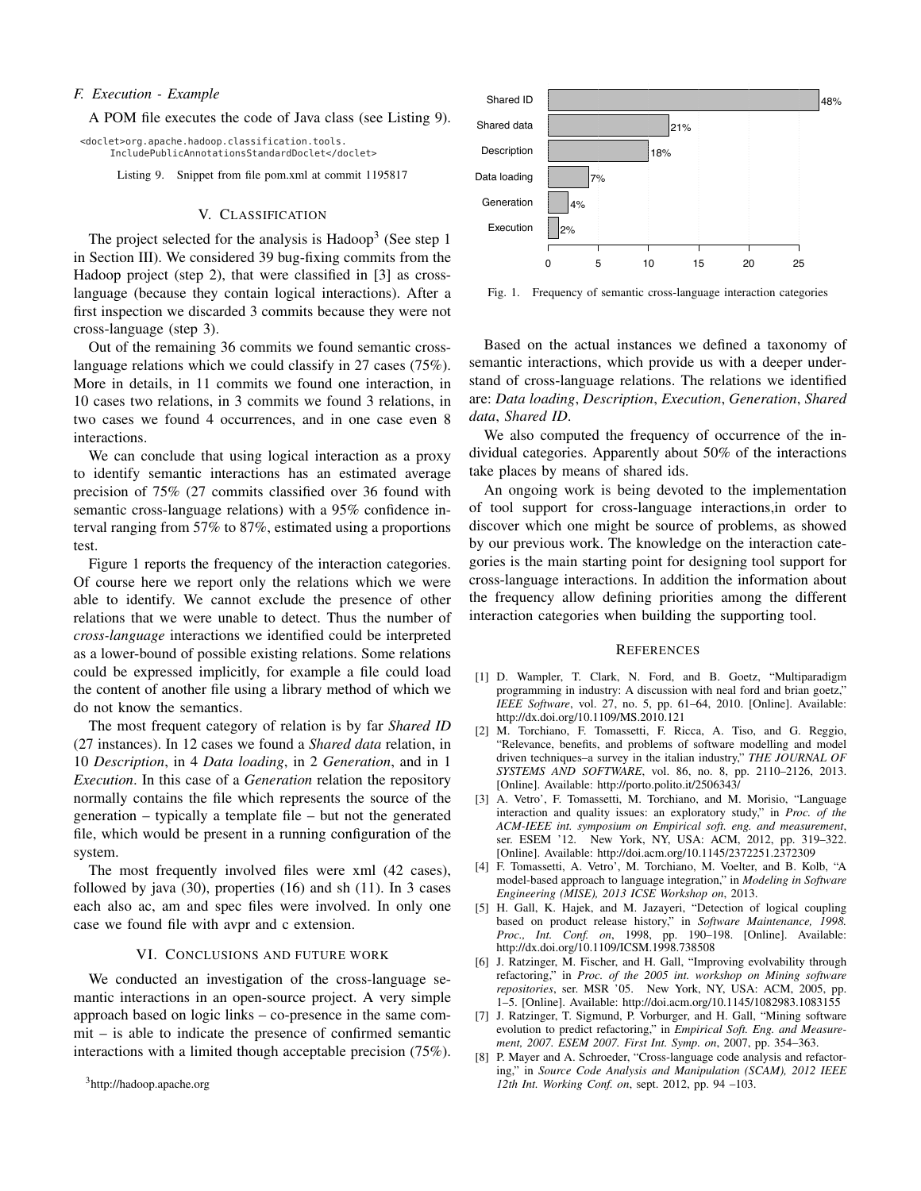### F. Execution - Example

A POM file executes the code of Java class (see Listing 9).

```
<doclet>org.apache.hadoop.classification.tools.
    IncludePublicAnnotationsStandardDoclet</doclet>
```

Listing 9. Snippet from file pom.xml at commit 1195817

## V. Classification

The project selected for the analysis is Hadoop[3] (See step 1 in Section III). We considered 39 bug-fixing commits from the Hadoop project (step 2), that were classified in [3] as cross-language (because they contain logical interactions). After a first inspection we discarded 3 commits because they were not cross-language (step 3).

Out of the remaining 36 commits we found semantic cross-language relations which we could classify in 27 cases (75%). More in details, in 11 commits we found one interaction, in 10 cases two relations, in 3 commits we found 3 relations, in two cases we found 4 occurrences, and in one case even 8 interactions.

We can conclude that using logical interaction as a proxy to identify semantic interactions has an estimated average precision of 75% (27 commits classified over 36 found with semantic cross-language relations) with a 95% confidence interval ranging from 57% to 87%, estimated using a proportions test.

Figure 1 reports the frequency of the interaction categories. Of course here we report only the relations which we were able to identify. We cannot exclude the presence of other relations that we were unable to detect. Thus the number of *cross-language* interactions we identified could be interpreted as a lower-bound of possible existing relations. Some relations could be expressed implicitly, for example a file could load the content of another file using a library method of which we do not know the semantics.

The most frequent category of relation is by far *Shared ID* (27 instances). In 12 cases we found a *Shared data* relation, in 10 *Description*, in 4 *Data loading*, in 2 *Generation*, and in 1 *Execution*. In this case of a *Generation* relation the repository normally contains the file which represents the source of the generation – typically a template file – but not the generated file, which would be present in a running configuration of the system.

The most frequently involved files were xml (42 cases), followed by java (30), properties (16) and sh (11). In 3 cases each also ac, am and spec files were involved. In only one case we found file with avpr and c extension.

## VI. Conclusions and Future Work

We conducted an investigation of the cross-language semantic interactions in an open-source project. A very simple approach based on logic links – co-presence in the same commit – is able to indicate the presence of confirmed semantic interactions with a limited though acceptable precision (75%).

[3] http://hadoop.apache.org

| Category | Count | Percentage |
|---|---|---|
| Shared ID | 27 | 48% |
| Shared data | 12 | 21% |
| Description | 10 | 18% |
| Data loading | 4 | 7% |
| Generation | 2 | 4% |
| Execution | 1 | 2% |

Fig. 1. Frequency of semantic cross-language interaction categories

Based on the actual instances we defined a taxonomy of semantic interactions, which provide us with a deeper understand of cross-language relations. The relations we identified are: *Data loading*, *Description*, *Execution*, *Generation*, *Shared data*, *Shared ID*.

We also computed the frequency of occurrence of the individual categories. Apparently about 50% of the interactions take places by means of shared ids.

An ongoing work is being devoted to the implementation of tool support for cross-language interactions,in order to discover which one might be source of problems, as showed by our previous work. The knowledge on the interaction categories is the main starting point for designing tool support for cross-language interactions. In addition the information about the frequency allow defining priorities among the different interaction categories when building the supporting tool.

## References

[1] D. Wampler, T. Clark, N. Ford, and B. Goetz, "Multiparadigm programming in industry: A discussion with neal ford and brian goetz," *IEEE Software*, vol. 27, no. 5, pp. 61–64, 2010. [Online]. Available: http://dx.doi.org/10.1109/MS.2010.121

[2] M. Torchiano, F. Tomassetti, F. Ricca, A. Tiso, and G. Reggio, "Relevance, benefits, and problems of software modelling and model driven techniques–a survey in the italian industry," *THE JOURNAL OF SYSTEMS AND SOFTWARE*, vol. 86, no. 8, pp. 2110–2126, 2013. [Online]. Available: http://porto.polito.it/2506343/

[3] A. Vetro', F. Tomassetti, M. Torchiano, and M. Morisio, "Language interaction and quality issues: an exploratory study," in *Proc. of the ACM-IEEE int. symposium on Empirical soft. eng. and measurement*, ser. ESEM '12. New York, NY, USA: ACM, 2012, pp. 319–322. [Online]. Available: http://doi.acm.org/10.1145/2372251.2372309

[4] F. Tomassetti, A. Vetro', M. Torchiano, M. Voelter, and B. Kolb, "A model-based approach to language integration," in *Modeling in Software Engineering (MISE), 2013 ICSE Workshop on*, 2013.

[5] H. Gall, K. Hajek, and M. Jazayeri, "Detection of logical coupling based on product release history," in *Software Maintenance, 1998. Proc., Int. Conf. on*, 1998, pp. 190–198. [Online]. Available: http://dx.doi.org/10.1109/ICSM.1998.738508

[6] J. Ratzinger, M. Fischer, and H. Gall, "Improving evolvability through refactoring," in *Proc. of the 2005 int. workshop on Mining software repositories*, ser. MSR '05. New York, NY, USA: ACM, 2005, pp. 1–5. [Online]. Available: http://doi.acm.org/10.1145/1082983.1083155

[7] J. Ratzinger, T. Sigmund, P. Vorburger, and H. Gall, "Mining software evolution to predict refactoring," in *Empirical Soft. Eng. and Measurement, 2007. ESEM 2007. First Int. Symp. on*, 2007, pp. 354–363.

[8] P. Mayer and A. Schroeder, "Cross-language code analysis and refactoring," in *Source Code Analysis and Manipulation (SCAM), 2012 IEEE 12th Int. Working Conf. on*, sept. 2012, pp. 94 –103.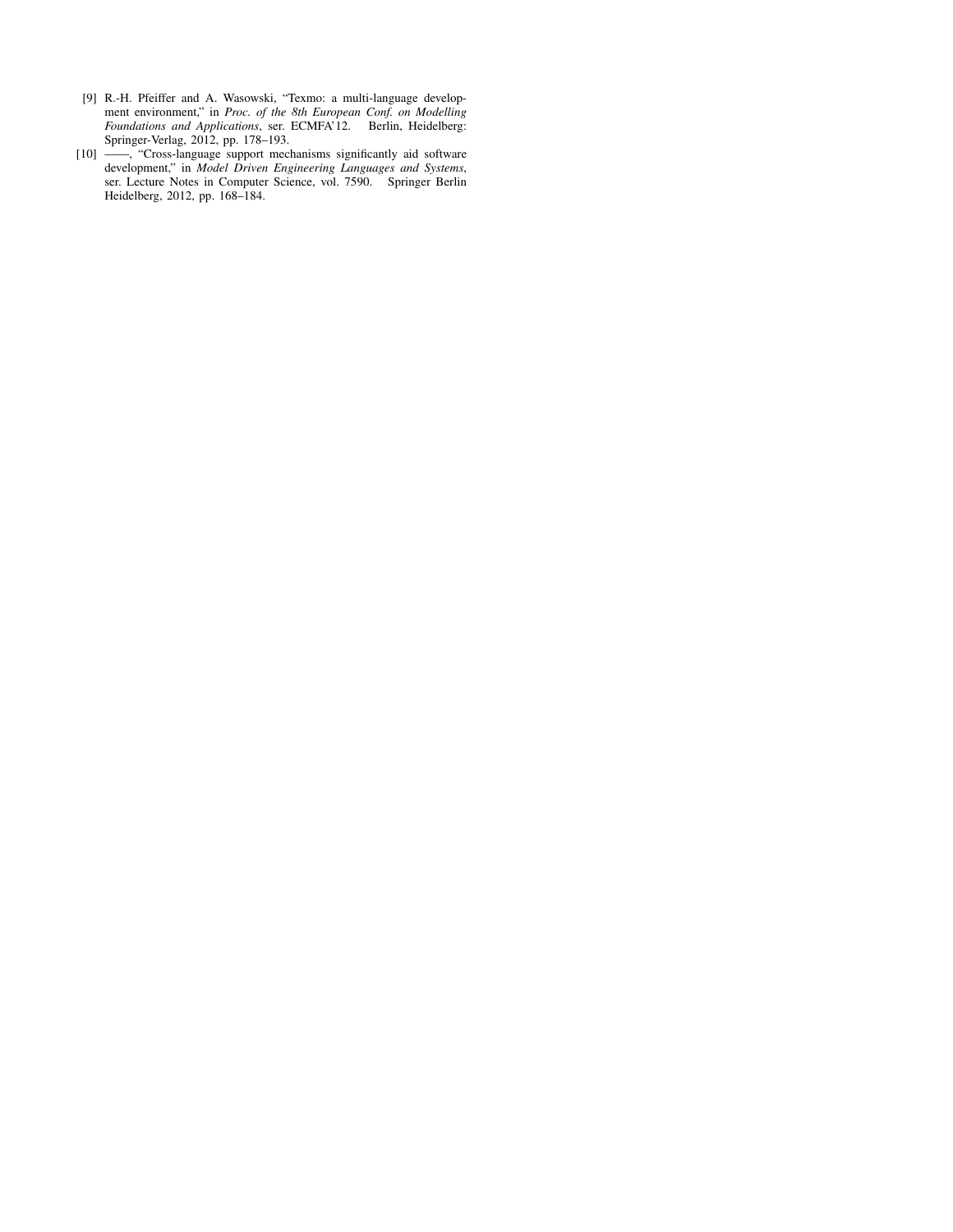[9] R.-H. Pfeiffer and A. Wasowski, "Texmo: a multi-language development environment," in *Proc. of the 8th European Conf. on Modelling Foundations and Applications*, ser. ECMFA'12. Berlin, Heidelberg: Springer-Verlag, 2012, pp. 178–193.

[10] ——, "Cross-language support mechanisms significantly aid software development," in *Model Driven Engineering Languages and Systems*, ser. Lecture Notes in Computer Science, vol. 7590. Springer Berlin Heidelberg, 2012, pp. 168–184.